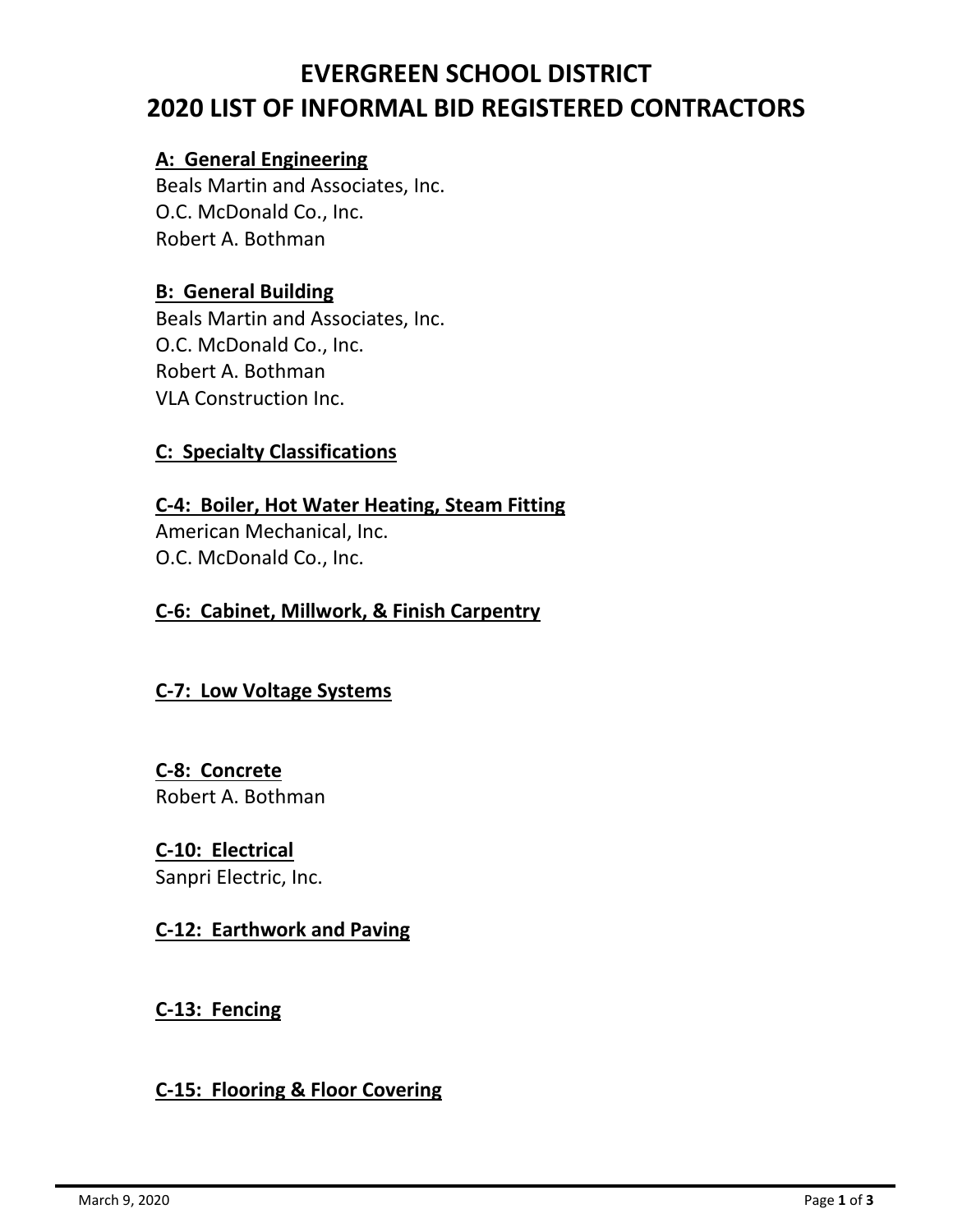# EVERGREEN SCHOOL DISTRICT
# 2020 LIST OF INFORMAL BID REGISTERED CONTRACTORS

## A: General Engineering

Beals Martin and Associates, Inc.
O.C. McDonald Co., Inc.
Robert A. Bothman

## B: General Building

Beals Martin and Associates, Inc.
O.C. McDonald Co., Inc.
Robert A. Bothman
VLA Construction Inc.

## C: Specialty Classifications

### C-4: Boiler, Hot Water Heating, Steam Fitting

American Mechanical, Inc.
O.C. McDonald Co., Inc.

### C-6: Cabinet, Millwork, & Finish Carpentry

### C-7: Low Voltage Systems

### C-8: Concrete

Robert A. Bothman

### C-10: Electrical

Sanpri Electric, Inc.

### C-12: Earthwork and Paving

### C-13: Fencing

### C-15: Flooring & Floor Covering

March 9, 2020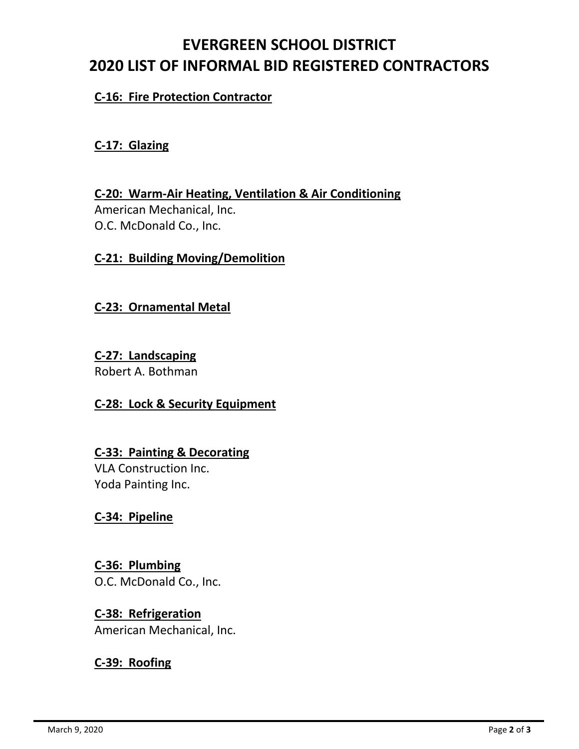# EVERGREEN SCHOOL DISTRICT
# 2020 LIST OF INFORMAL BID REGISTERED CONTRACTORS

**C-16: Fire Protection Contractor**

**C-17: Glazing**

**C-20: Warm-Air Heating, Ventilation & Air Conditioning**
American Mechanical, Inc.
O.C. McDonald Co., Inc.

**C-21: Building Moving/Demolition**

**C-23: Ornamental Metal**

**C-27: Landscaping**
Robert A. Bothman

**C-28: Lock & Security Equipment**

**C-33: Painting & Decorating**
VLA Construction Inc.
Yoda Painting Inc.

**C-34: Pipeline**

**C-36: Plumbing**
O.C. McDonald Co., Inc.

**C-38: Refrigeration**
American Mechanical, Inc.

**C-39: Roofing**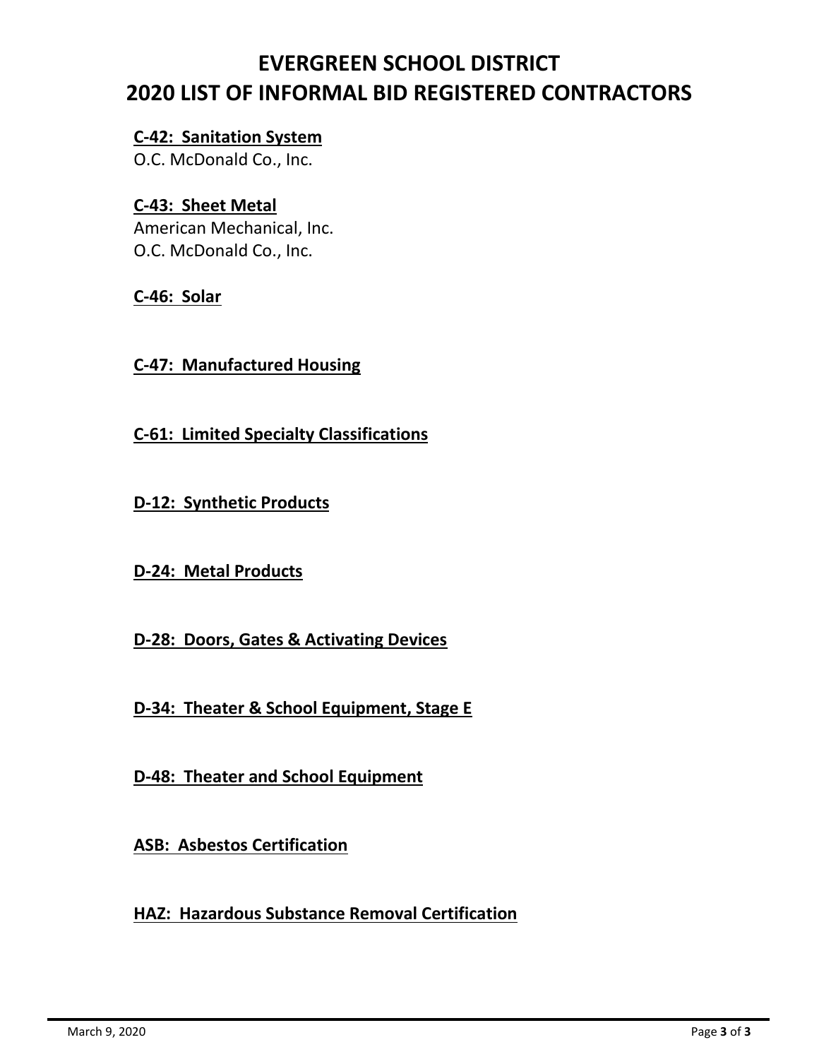# EVERGREEN SCHOOL DISTRICT
# 2020 LIST OF INFORMAL BID REGISTERED CONTRACTORS

**C-42: Sanitation System**
O.C. McDonald Co., Inc.

**C-43: Sheet Metal**
American Mechanical, Inc.
O.C. McDonald Co., Inc.

**C-46: Solar**

**C-47: Manufactured Housing**

**C-61: Limited Specialty Classifications**

**D-12: Synthetic Products**

**D-24: Metal Products**

**D-28: Doors, Gates & Activating Devices**

**D-34: Theater & School Equipment, Stage E**

**D-48: Theater and School Equipment**

**ASB: Asbestos Certification**

**HAZ: Hazardous Substance Removal Certification**

March 9, 2020